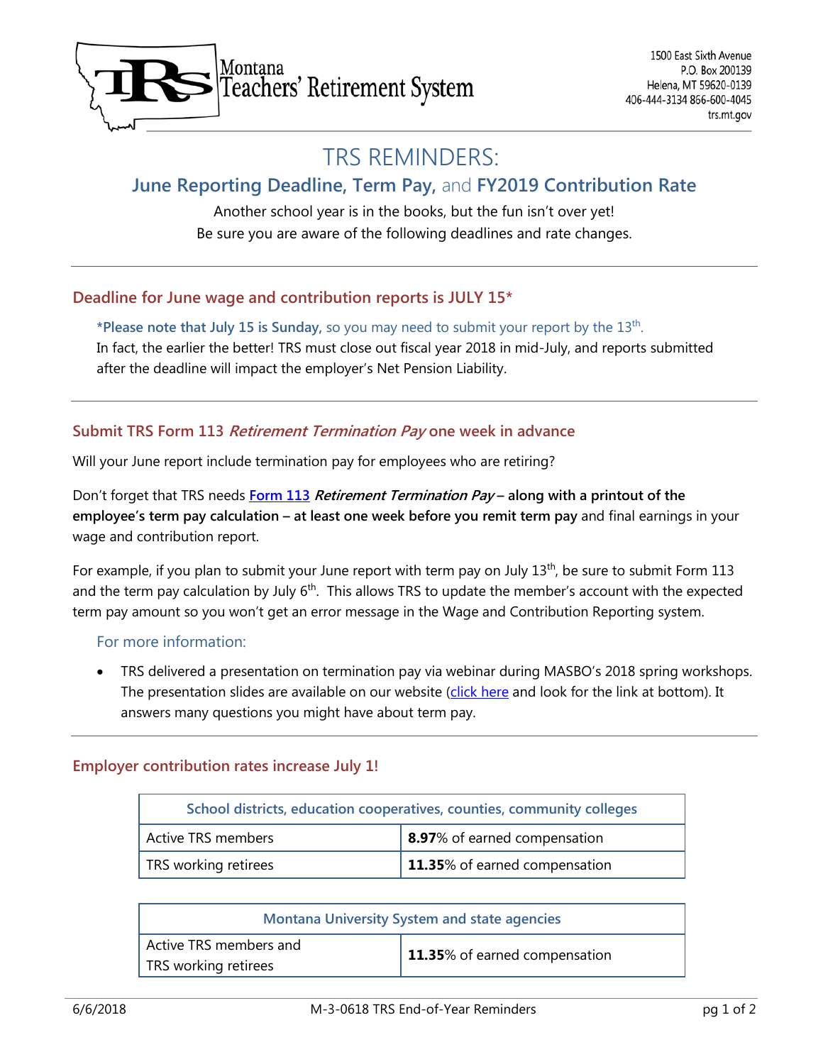Montana Teachers' Retirement System

1500 East Sixth Avenue
P.O. Box 200139
Helena, MT 59620-0139
406-444-3134 866-600-4045
trs.mt.gov

# TRS REMINDERS:

## June Reporting Deadline, Term Pay, and FY2019 Contribution Rate

Another school year is in the books, but the fun isn't over yet!
Be sure you are aware of the following deadlines and rate changes.

---

### Deadline for June wage and contribution reports is JULY 15*

***Please note that July 15 is Sunday,** so you may need to submit your report by the 13th.
In fact, the earlier the better! TRS must close out fiscal year 2018 in mid-July, and reports submitted after the deadline will impact the employer's Net Pension Liability.

---

### Submit TRS Form 113 *Retirement Termination Pay* one week in advance

Will your June report include termination pay for employees who are retiring?

Don't forget that TRS needs **Form 113** ***Retirement Termination Pay*** **– along with a printout of the employee's term pay calculation – at least one week before you remit term pay** and final earnings in your wage and contribution report.

For example, if you plan to submit your June report with term pay on July 13th, be sure to submit Form 113 and the term pay calculation by July 6th. This allows TRS to update the member's account with the expected term pay amount so you won't get an error message in the Wage and Contribution Reporting system.

#### For more information:

- TRS delivered a presentation on termination pay via webinar during MASBO's 2018 spring workshops. The presentation slides are available on our website (click here and look for the link at bottom). It answers many questions you might have about term pay.

---

### Employer contribution rates increase July 1!

| School districts, education cooperatives, counties, community colleges | |
|---|---|
| Active TRS members | **8.97**% of earned compensation |
| TRS working retirees | **11.35**% of earned compensation |

| Montana University System and state agencies | |
|---|---|
| Active TRS members and TRS working retirees | **11.35**% of earned compensation |

6/6/2018 M-3-0618 TRS End-of-Year Reminders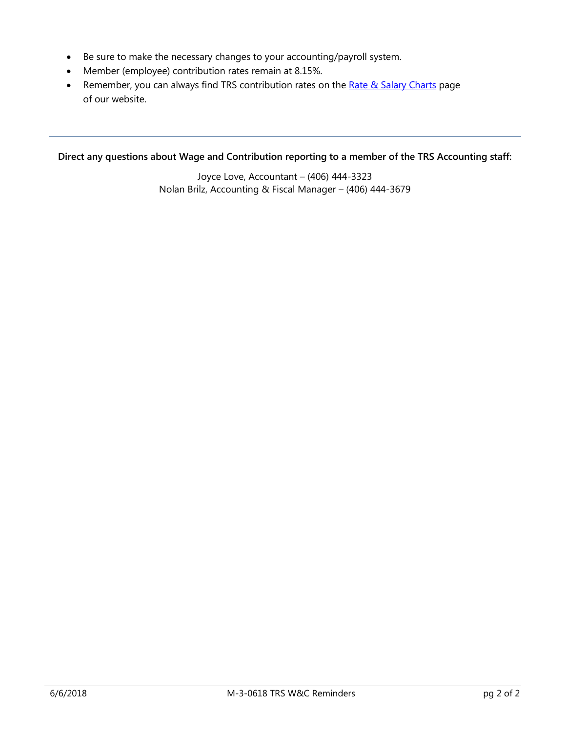- Be sure to make the necessary changes to your accounting/payroll system.
- Member (employee) contribution rates remain at 8.15%.
- Remember, you can always find TRS contribution rates on the Rate & Salary Charts page of our website.

---

**Direct any questions about Wage and Contribution reporting to a member of the TRS Accounting staff:**

Joyce Love, Accountant – (406) 444-3323
Nolan Brilz, Accounting & Fiscal Manager – (406) 444-3679